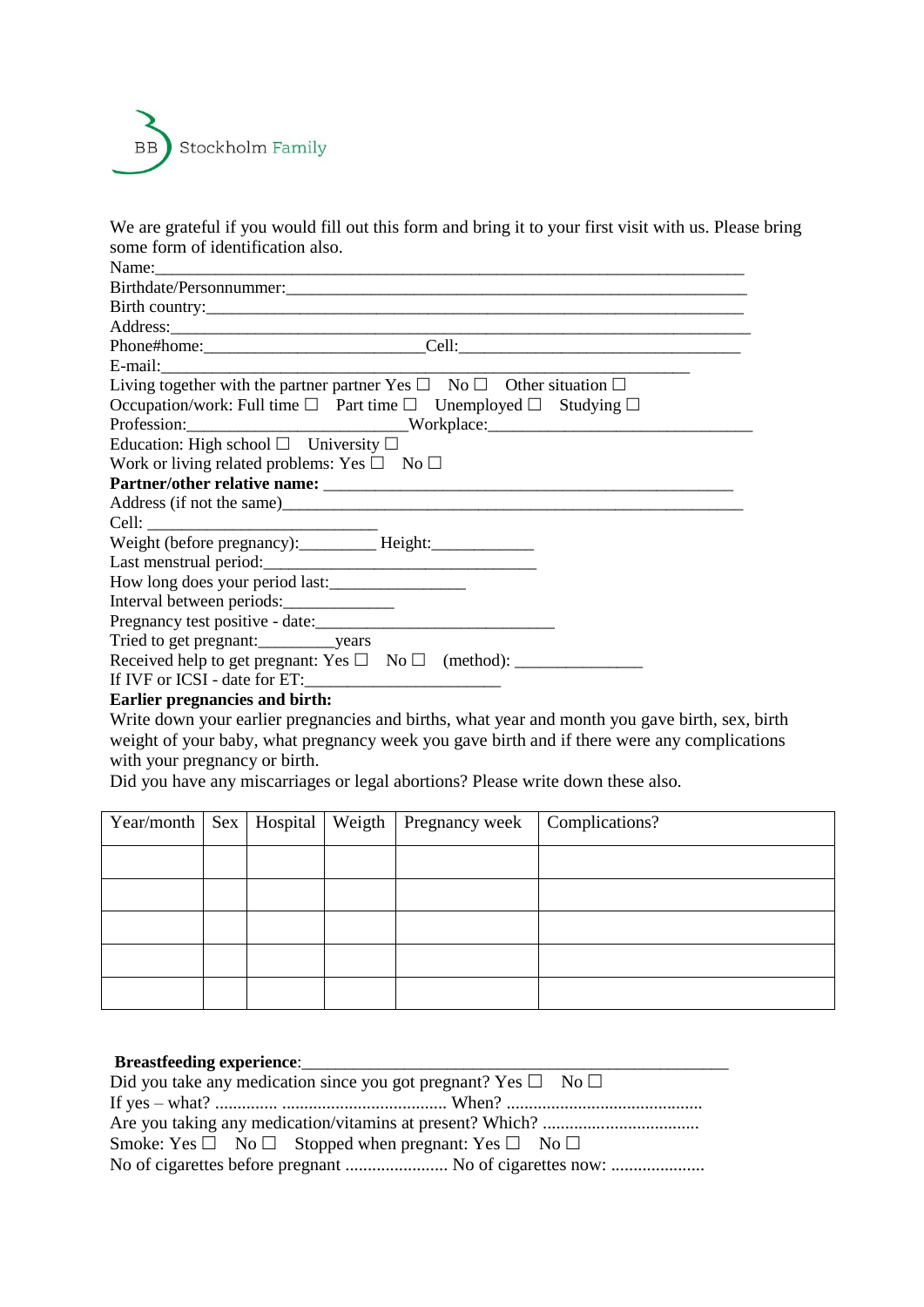BB Stockholm Family

We are grateful if you would fill out this form and bring it to your first visit with us. Please bring some form of identification also.

Name:_______________________________________________________________

Birthdate/Personnummer:______________________________________________________

Birth country:_________________________________________________________

Address:______________________________________________________________

Phone#home:_________________________Cell:________________________________

E-mail:___________________________________________________________

Living together with the partner partner Yes ☐ No ☐ Other situation ☐

Occupation/work: Full time ☐ Part time ☐ Unemployed ☐ Studying ☐

Profession:_________________________Workplace:______________________________

Education: High school ☐ University ☐

Work or living related problems: Yes ☐ No ☐

**Partner/other relative name:** _______________________________________________

Address (if not the same)______________________________________________________

Cell: ___________________________

Weight (before pregnancy):_________ Height:____________

Last menstrual period:________________________________

How long does your period last:________________

Interval between periods:_____________

Pregnancy test positive - date:____________________________

Tried to get pregnant:_________years

Received help to get pregnant: Yes ☐ No ☐ (method): _______________

If IVF or ICSI - date for ET:_______________________

**Earlier pregnancies and birth:**

Write down your earlier pregnancies and births, what year and month you gave birth, sex, birth weight of your baby, what pregnancy week you gave birth and if there were any complications with your pregnancy or birth.

Did you have any miscarriages or legal abortions? Please write down these also.

| Year/month | Sex | Hospital | Weigth | Pregnancy week | Complications? |
|---|---|---|---|---|---|
| | | | | | |
| | | | | | |
| | | | | | |
| | | | | | |
| | | | | | |

**Breastfeeding experience**:_____________________________________________________

Did you take any medication since you got pregnant? Yes ☐ No ☐

If yes – what? .............. ..................................... When? ............................................

Are you taking any medication/vitamins at present? Which? ...................................

Smoke: Yes ☐ No ☐ Stopped when pregnant: Yes ☐ No ☐

No of cigarettes before pregnant ....................... No of cigarettes now: .....................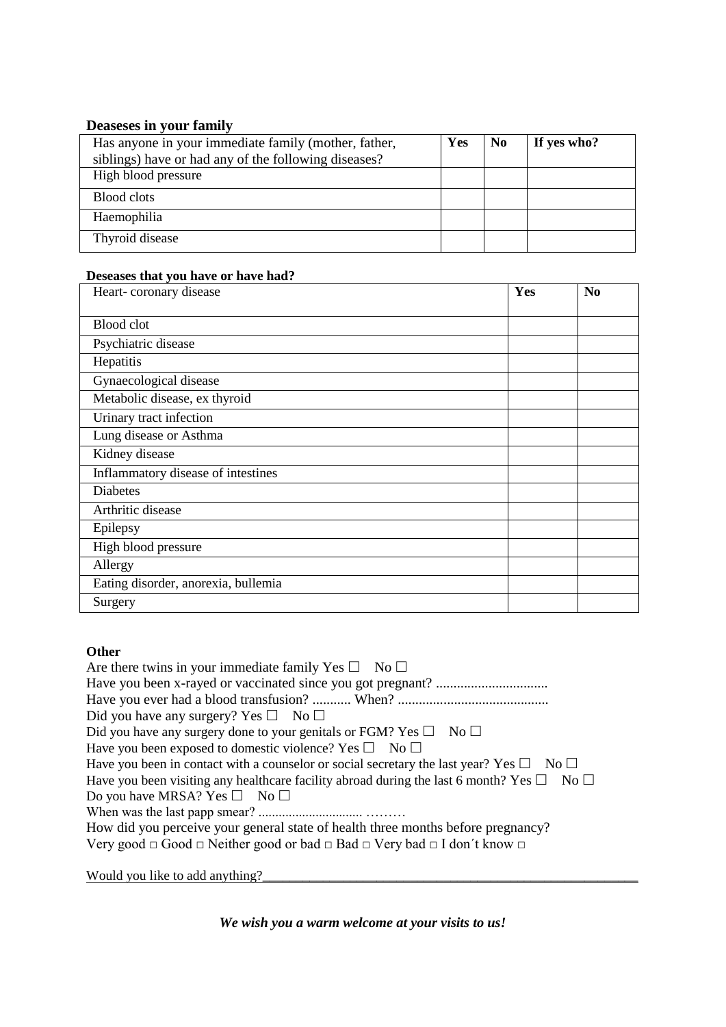**Deaseses in your family**

| Has anyone in your immediate family (mother, father, siblings) have or had any of the following diseases? | Yes | No | If yes who? |
|---|---|---|---|
| High blood pressure | | | |
| Blood clots | | | |
| Haemophilia | | | |
| Thyroid disease | | | |

**Deseases that you have or have had?**

| Heart- coronary disease | Yes | No |
|---|---|---|
| Blood clot | | |
| Psychiatric disease | | |
| Hepatitis | | |
| Gynaecological disease | | |
| Metabolic disease, ex thyroid | | |
| Urinary tract infection | | |
| Lung disease or Asthma | | |
| Kidney disease | | |
| Inflammatory disease of intestines | | |
| Diabetes | | |
| Arthritic disease | | |
| Epilepsy | | |
| High blood pressure | | |
| Allergy | | |
| Eating disorder, anorexia, bullemia | | |
| Surgery | | |

**Other**

Are there twins in your immediate family Yes ☐ No ☐
Have you been x-rayed or vaccinated since you got pregnant? ................................
Have you ever had a blood transfusion? ........... When? ..........................................
Did you have any surgery? Yes ☐ No ☐
Did you have any surgery done to your genitals or FGM? Yes ☐ No ☐
Have you been exposed to domestic violence? Yes ☐ No ☐
Have you been in contact with a counselor or social secretary the last year? Yes ☐ No ☐
Have you been visiting any healthcare facility abroad during the last 6 month? Yes ☐ No ☐
Do you have MRSA? Yes ☐ No ☐
When was the last papp smear? .............................. ………
How did you perceive your general state of health three months before pregnancy?
Very good □ Good □ Neither good or bad □ Bad □ Very bad □ I don´t know □

Would you like to add anything?_______________________________________________

***We wish you a warm welcome at your visits to us!***